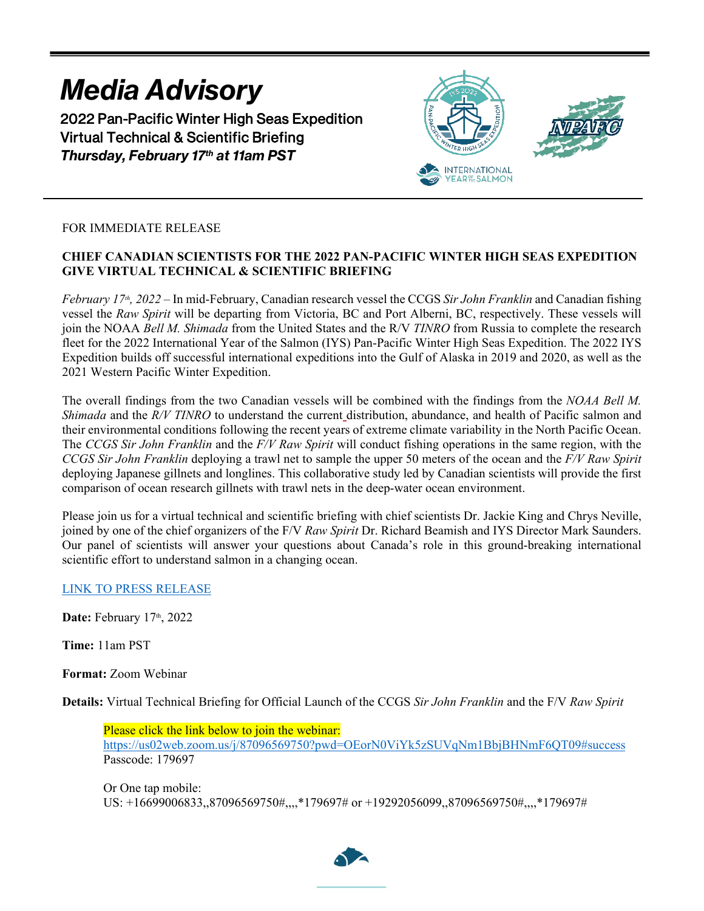# *Media Advisory*

**2022 Pan-Pacific Winter High Seas Expedition**
**Virtual Technical & Scientific Briefing**
***Thursday, February 17th at 11am PST***

FOR IMMEDIATE RELEASE

**CHIEF CANADIAN SCIENTISTS FOR THE 2022 PAN-PACIFIC WINTER HIGH SEAS EXPEDITION GIVE VIRTUAL TECHNICAL & SCIENTIFIC BRIEFING**

*February 17th, 2022* – In mid-February, Canadian research vessel the CCGS *Sir John Franklin* and Canadian fishing vessel the *Raw Spirit* will be departing from Victoria, BC and Port Alberni, BC, respectively. These vessels will join the NOAA *Bell M. Shimada* from the United States and the R/V *TINRO* from Russia to complete the research fleet for the 2022 International Year of the Salmon (IYS) Pan-Pacific Winter High Seas Expedition. The 2022 IYS Expedition builds off successful international expeditions into the Gulf of Alaska in 2019 and 2020, as well as the 2021 Western Pacific Winter Expedition.

The overall findings from the two Canadian vessels will be combined with the findings from the *NOAA Bell M. Shimada* and the *R/V TINRO* to understand the current distribution, abundance, and health of Pacific salmon and their environmental conditions following the recent years of extreme climate variability in the North Pacific Ocean. The *CCGS Sir John Franklin* and the *F/V Raw Spirit* will conduct fishing operations in the same region, with the *CCGS Sir John Franklin* deploying a trawl net to sample the upper 50 meters of the ocean and the *F/V Raw Spirit* deploying Japanese gillnets and longlines. This collaborative study led by Canadian scientists will provide the first comparison of ocean research gillnets with trawl nets in the deep-water ocean environment.

Please join us for a virtual technical and scientific briefing with chief scientists Dr. Jackie King and Chrys Neville, joined by one of the chief organizers of the F/V *Raw Spirit* Dr. Richard Beamish and IYS Director Mark Saunders. Our panel of scientists will answer your questions about Canada's role in this ground-breaking international scientific effort to understand salmon in a changing ocean.

LINK TO PRESS RELEASE

**Date:** February 17th, 2022

**Time:** 11am PST

**Format:** Zoom Webinar

**Details:** Virtual Technical Briefing for Official Launch of the CCGS *Sir John Franklin* and the F/V *Raw Spirit*

Please click the link below to join the webinar:
https://us02web.zoom.us/j/87096569750?pwd=OEorN0ViYk5zSUVqNm1BbjBHNmF6QT09#success
Passcode: 179697

Or One tap mobile:
US: +16699006833,,87096569750#,,,,*179697# or +19292056099,,87096569750#,,,,*179697#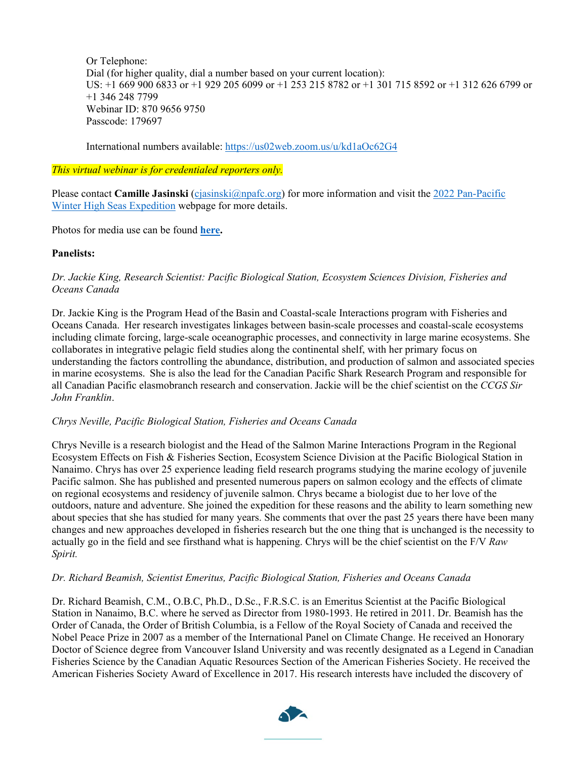Or Telephone:
Dial (for higher quality, dial a number based on your current location):
US: +1 669 900 6833 or +1 929 205 6099 or +1 253 215 8782 or +1 301 715 8592 or +1 312 626 6799 or +1 346 248 7799
Webinar ID: 870 9656 9750
Passcode: 179697

International numbers available: [https://us02web.zoom.us/u/kd1aOc62G4](https://us02web.zoom.us/u/kd1aOc62G4)

*This virtual webinar is for credentialed reporters only.*

Please contact **Camille Jasinski** ([cjasinski@npafc.org](mailto:cjasinski@npafc.org)) for more information and visit the [2022 Pan-Pacific Winter High Seas Expedition](#) webpage for more details.

Photos for media use can be found **[here](#).**

**Panelists:**

*Dr. Jackie King, Research Scientist: Pacific Biological Station, Ecosystem Sciences Division, Fisheries and Oceans Canada*

Dr. Jackie King is the Program Head of the Basin and Coastal-scale Interactions program with Fisheries and Oceans Canada. Her research investigates linkages between basin-scale processes and coastal-scale ecosystems including climate forcing, large-scale oceanographic processes, and connectivity in large marine ecosystems. She collaborates in integrative pelagic field studies along the continental shelf, with her primary focus on understanding the factors controlling the abundance, distribution, and production of salmon and associated species in marine ecosystems. She is also the lead for the Canadian Pacific Shark Research Program and responsible for all Canadian Pacific elasmobranch research and conservation. Jackie will be the chief scientist on the *CCGS Sir John Franklin*.

*Chrys Neville, Pacific Biological Station, Fisheries and Oceans Canada*

Chrys Neville is a research biologist and the Head of the Salmon Marine Interactions Program in the Regional Ecosystem Effects on Fish & Fisheries Section, Ecosystem Science Division at the Pacific Biological Station in Nanaimo. Chrys has over 25 experience leading field research programs studying the marine ecology of juvenile Pacific salmon. She has published and presented numerous papers on salmon ecology and the effects of climate on regional ecosystems and residency of juvenile salmon. Chrys became a biologist due to her love of the outdoors, nature and adventure. She joined the expedition for these reasons and the ability to learn something new about species that she has studied for many years. She comments that over the past 25 years there have been many changes and new approaches developed in fisheries research but the one thing that is unchanged is the necessity to actually go in the field and see firsthand what is happening. Chrys will be the chief scientist on the F/V *Raw Spirit.*

*Dr. Richard Beamish, Scientist Emeritus, Pacific Biological Station, Fisheries and Oceans Canada*

Dr. Richard Beamish, C.M., O.B.C, Ph.D., D.Sc., F.R.S.C. is an Emeritus Scientist at the Pacific Biological Station in Nanaimo, B.C. where he served as Director from 1980-1993. He retired in 2011. Dr. Beamish has the Order of Canada, the Order of British Columbia, is a Fellow of the Royal Society of Canada and received the Nobel Peace Prize in 2007 as a member of the International Panel on Climate Change. He received an Honorary Doctor of Science degree from Vancouver Island University and was recently designated as a Legend in Canadian Fisheries Science by the Canadian Aquatic Resources Section of the American Fisheries Society. He received the American Fisheries Society Award of Excellence in 2017. His research interests have included the discovery of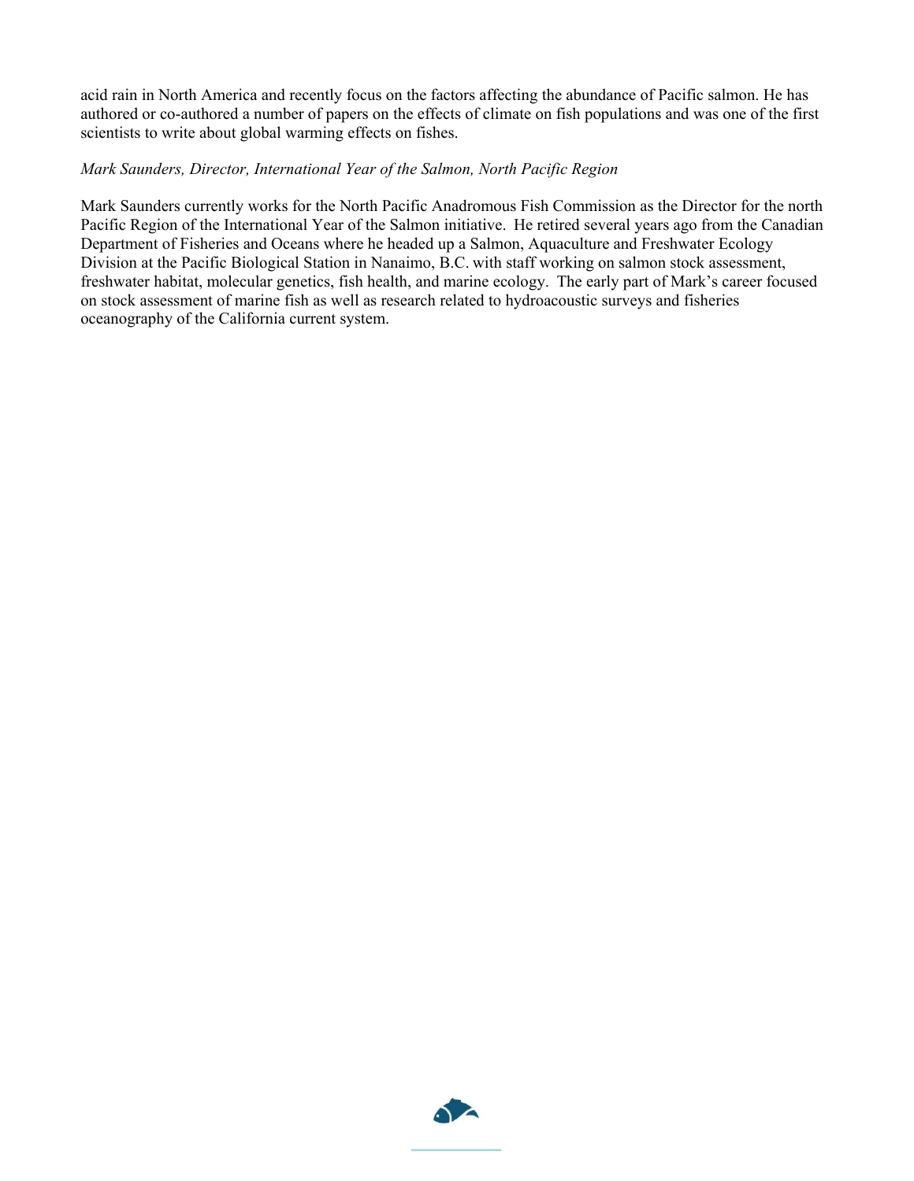acid rain in North America and recently focus on the factors affecting the abundance of Pacific salmon. He has authored or co-authored a number of papers on the effects of climate on fish populations and was one of the first scientists to write about global warming effects on fishes.

*Mark Saunders, Director, International Year of the Salmon, North Pacific Region*

Mark Saunders currently works for the North Pacific Anadromous Fish Commission as the Director for the north Pacific Region of the International Year of the Salmon initiative. He retired several years ago from the Canadian Department of Fisheries and Oceans where he headed up a Salmon, Aquaculture and Freshwater Ecology Division at the Pacific Biological Station in Nanaimo, B.C. with staff working on salmon stock assessment, freshwater habitat, molecular genetics, fish health, and marine ecology. The early part of Mark's career focused on stock assessment of marine fish as well as research related to hydroacoustic surveys and fisheries oceanography of the California current system.